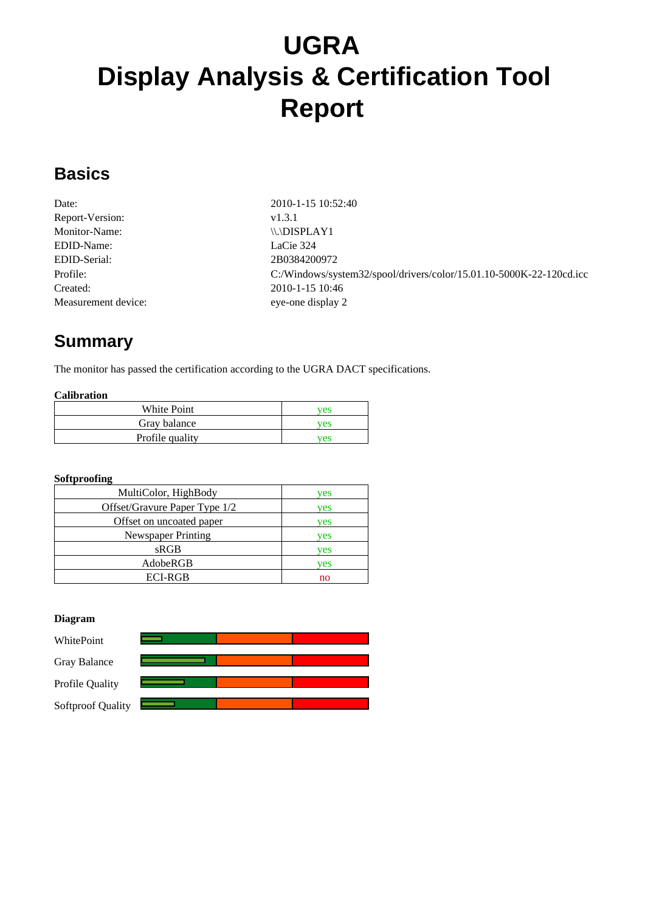# UGRA
# Display Analysis & Certification Tool
# Report

## Basics

| | |
|---|---|
| Date: | 2010-1-15 10:52:40 |
| Report-Version: | v1.3.1 |
| Monitor-Name: | \\.\DISPLAY1 |
| EDID-Name: | LaCie 324 |
| EDID-Serial: | 2B0384200972 |
| Profile: | C:/Windows/system32/spool/drivers/color/15.01.10-5000K-22-120cd.icc |
| Created: | 2010-1-15 10:46 |
| Measurement device: | eye-one display 2 |

## Summary

The monitor has passed the certification according to the UGRA DACT specifications.

**Calibration**

| | |
|---|---|
| White Point | yes |
| Gray balance | yes |
| Profile quality | yes |

**Softproofing**

| | |
|---|---|
| MultiColor, HighBody | yes |
| Offset/Gravure Paper Type 1/2 | yes |
| Offset on uncoated paper | yes |
| Newspaper Printing | yes |
| sRGB | yes |
| AdobeRGB | yes |
| ECI-RGB | no |

**Diagram**

WhitePoint

Gray Balance

Profile Quality

Softproof Quality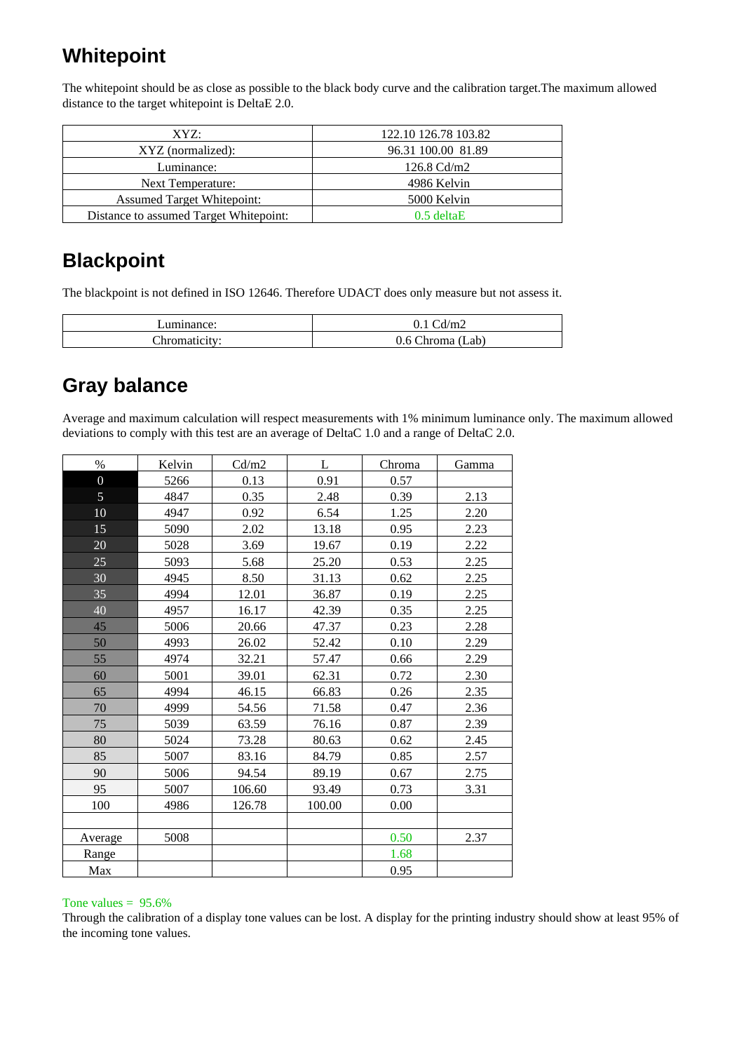## Whitepoint

The whitepoint should be as close as possible to the black body curve and the calibration target.The maximum allowed distance to the target whitepoint is DeltaE 2.0.

| XYZ: | 122.10 126.78 103.82 |
|---|---|
| XYZ (normalized): | 96.31 100.00 81.89 |
| Luminance: | 126.8 Cd/m2 |
| Next Temperature: | 4986 Kelvin |
| Assumed Target Whitepoint: | 5000 Kelvin |
| Distance to assumed Target Whitepoint: | 0.5 deltaE |

## Blackpoint

The blackpoint is not defined in ISO 12646. Therefore UDACT does only measure but not assess it.

| Luminance: | 0.1 Cd/m2 |
|---|---|
| Chromaticity: | 0.6 Chroma (Lab) |

## Gray balance

Average and maximum calculation will respect measurements with 1% minimum luminance only. The maximum allowed deviations to comply with this test are an average of DeltaC 1.0 and a range of DeltaC 2.0.

| % | Kelvin | Cd/m2 | L | Chroma | Gamma |
|---|---|---|---|---|---|
| 0 | 5266 | 0.13 | 0.91 | 0.57 | |
| 5 | 4847 | 0.35 | 2.48 | 0.39 | 2.13 |
| 10 | 4947 | 0.92 | 6.54 | 1.25 | 2.20 |
| 15 | 5090 | 2.02 | 13.18 | 0.95 | 2.23 |
| 20 | 5028 | 3.69 | 19.67 | 0.19 | 2.22 |
| 25 | 5093 | 5.68 | 25.20 | 0.53 | 2.25 |
| 30 | 4945 | 8.50 | 31.13 | 0.62 | 2.25 |
| 35 | 4994 | 12.01 | 36.87 | 0.19 | 2.25 |
| 40 | 4957 | 16.17 | 42.39 | 0.35 | 2.25 |
| 45 | 5006 | 20.66 | 47.37 | 0.23 | 2.28 |
| 50 | 4993 | 26.02 | 52.42 | 0.10 | 2.29 |
| 55 | 4974 | 32.21 | 57.47 | 0.66 | 2.29 |
| 60 | 5001 | 39.01 | 62.31 | 0.72 | 2.30 |
| 65 | 4994 | 46.15 | 66.83 | 0.26 | 2.35 |
| 70 | 4999 | 54.56 | 71.58 | 0.47 | 2.36 |
| 75 | 5039 | 63.59 | 76.16 | 0.87 | 2.39 |
| 80 | 5024 | 73.28 | 80.63 | 0.62 | 2.45 |
| 85 | 5007 | 83.16 | 84.79 | 0.85 | 2.57 |
| 90 | 5006 | 94.54 | 89.19 | 0.67 | 2.75 |
| 95 | 5007 | 106.60 | 93.49 | 0.73 | 3.31 |
| 100 | 4986 | 126.78 | 100.00 | 0.00 | |
| | | | | | |
| Average | 5008 | | | 0.50 | 2.37 |
| Range | | | | 1.68 | |
| Max | | | | 0.95 | |

Tone values = 95.6%

Through the calibration of a display tone values can be lost. A display for the printing industry should show at least 95% of the incoming tone values.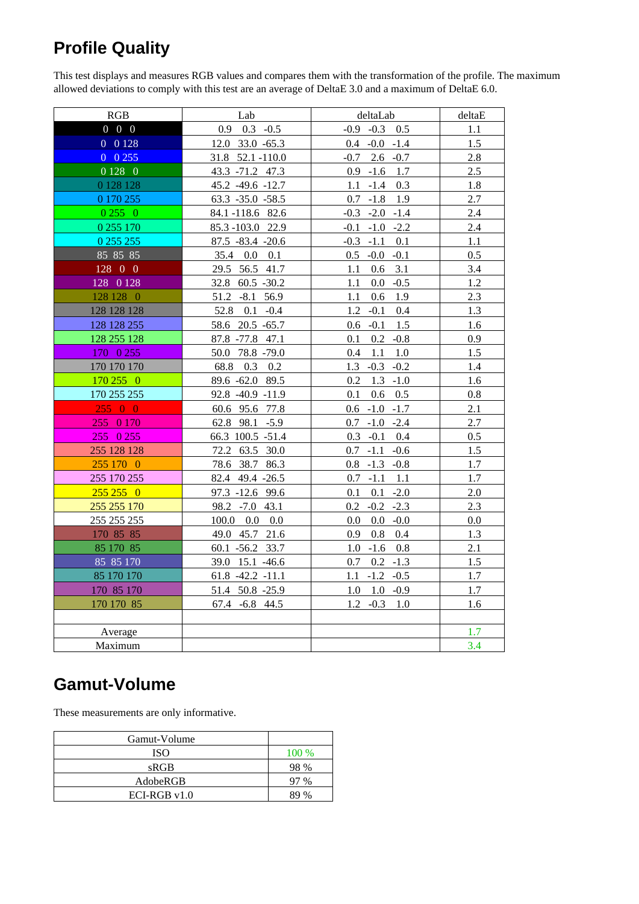## Profile Quality

This test displays and measures RGB values and compares them with the transformation of the profile. The maximum allowed deviations to comply with this test are an average of DeltaE 3.0 and a maximum of DeltaE 6.0.

| RGB | Lab | deltaLab | deltaE |
|---|---|---|---|
| 0 0 0 | 0.9 0.3 -0.5 | -0.9 -0.3 0.5 | 1.1 |
| 0 0 128 | 12.0 33.0 -65.3 | 0.4 -0.0 -1.4 | 1.5 |
| 0 0 255 | 31.8 52.1 -110.0 | -0.7 2.6 -0.7 | 2.8 |
| 0 128 0 | 43.3 -71.2 47.3 | 0.9 -1.6 1.7 | 2.5 |
| 0 128 128 | 45.2 -49.6 -12.7 | 1.1 -1.4 0.3 | 1.8 |
| 0 170 255 | 63.3 -35.0 -58.5 | 0.7 -1.8 1.9 | 2.7 |
| 0 255 0 | 84.1 -118.6 82.6 | -0.3 -2.0 -1.4 | 2.4 |
| 0 255 170 | 85.3 -103.0 22.9 | -0.1 -1.0 -2.2 | 2.4 |
| 0 255 255 | 87.5 -83.4 -20.6 | -0.3 -1.1 0.1 | 1.1 |
| 85 85 85 | 35.4 0.0 0.1 | 0.5 -0.0 -0.1 | 0.5 |
| 128 0 0 | 29.5 56.5 41.7 | 1.1 0.6 3.1 | 3.4 |
| 128 0 128 | 32.8 60.5 -30.2 | 1.1 0.0 -0.5 | 1.2 |
| 128 128 0 | 51.2 -8.1 56.9 | 1.1 0.6 1.9 | 2.3 |
| 128 128 128 | 52.8 0.1 -0.4 | 1.2 -0.1 0.4 | 1.3 |
| 128 128 255 | 58.6 20.5 -65.7 | 0.6 -0.1 1.5 | 1.6 |
| 128 255 128 | 87.8 -77.8 47.1 | 0.1 0.2 -0.8 | 0.9 |
| 170 0 255 | 50.0 78.8 -79.0 | 0.4 1.1 1.0 | 1.5 |
| 170 170 170 | 68.8 0.3 0.2 | 1.3 -0.3 -0.2 | 1.4 |
| 170 255 0 | 89.6 -62.0 89.5 | 0.2 1.3 -1.0 | 1.6 |
| 170 255 255 | 92.8 -40.9 -11.9 | 0.1 0.6 0.5 | 0.8 |
| 255 0 0 | 60.6 95.6 77.8 | 0.6 -1.0 -1.7 | 2.1 |
| 255 0 170 | 62.8 98.1 -5.9 | 0.7 -1.0 -2.4 | 2.7 |
| 255 0 255 | 66.3 100.5 -51.4 | 0.3 -0.1 0.4 | 0.5 |
| 255 128 128 | 72.2 63.5 30.0 | 0.7 -1.1 -0.6 | 1.5 |
| 255 170 0 | 78.6 38.7 86.3 | 0.8 -1.3 -0.8 | 1.7 |
| 255 170 255 | 82.4 49.4 -26.5 | 0.7 -1.1 1.1 | 1.7 |
| 255 255 0 | 97.3 -12.6 99.6 | 0.1 0.1 -2.0 | 2.0 |
| 255 255 170 | 98.2 -7.0 43.1 | 0.2 -0.2 -2.3 | 2.3 |
| 255 255 255 | 100.0 0.0 0.0 | 0.0 0.0 -0.0 | 0.0 |
| 170 85 85 | 49.0 45.7 21.6 | 0.9 0.8 0.4 | 1.3 |
| 85 170 85 | 60.1 -56.2 33.7 | 1.0 -1.6 0.8 | 2.1 |
| 85 85 170 | 39.0 15.1 -46.6 | 0.7 0.2 -1.3 | 1.5 |
| 85 170 170 | 61.8 -42.2 -11.1 | 1.1 -1.2 -0.5 | 1.7 |
| 170 85 170 | 51.4 50.8 -25.9 | 1.0 1.0 -0.9 | 1.7 |
| 170 170 85 | 67.4 -6.8 44.5 | 1.2 -0.3 1.0 | 1.6 |
| | | | |
| Average | | | 1.7 |
| Maximum | | | 3.4 |

## Gamut-Volume

These measurements are only informative.

| Gamut-Volume | |
|---|---|
| ISO | 100 % |
| sRGB | 98 % |
| AdobeRGB | 97 % |
| ECI-RGB v1.0 | 89 % |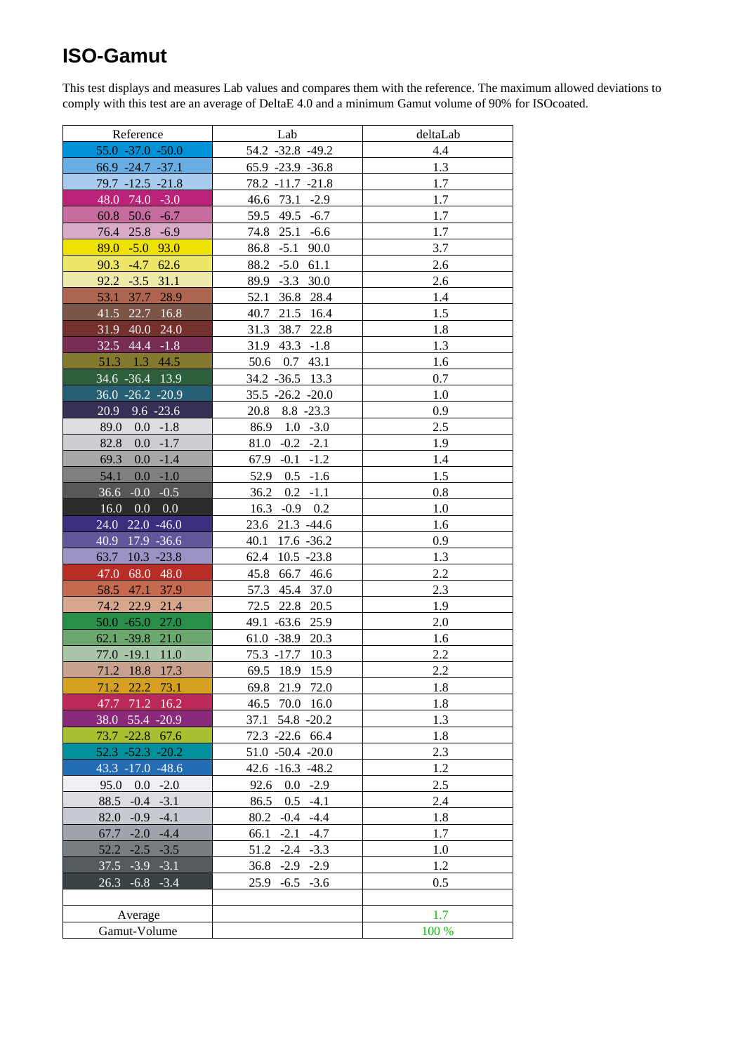# ISO-Gamut

This test displays and measures Lab values and compares them with the reference. The maximum allowed deviations to comply with this test are an average of DeltaE 4.0 and a minimum Gamut volume of 90% for ISOcoated.

| Reference | Lab | deltaLab |
|---|---|---|
| 55.0 -37.0 -50.0 | 54.2 -32.8 -49.2 | 4.4 |
| 66.9 -24.7 -37.1 | 65.9 -23.9 -36.8 | 1.3 |
| 79.7 -12.5 -21.8 | 78.2 -11.7 -21.8 | 1.7 |
| 48.0 74.0 -3.0 | 46.6 73.1 -2.9 | 1.7 |
| 60.8 50.6 -6.7 | 59.5 49.5 -6.7 | 1.7 |
| 76.4 25.8 -6.9 | 74.8 25.1 -6.6 | 1.7 |
| 89.0 -5.0 93.0 | 86.8 -5.1 90.0 | 3.7 |
| 90.3 -4.7 62.6 | 88.2 -5.0 61.1 | 2.6 |
| 92.2 -3.5 31.1 | 89.9 -3.3 30.0 | 2.6 |
| 53.1 37.7 28.9 | 52.1 36.8 28.4 | 1.4 |
| 41.5 22.7 16.8 | 40.7 21.5 16.4 | 1.5 |
| 31.9 40.0 24.0 | 31.3 38.7 22.8 | 1.8 |
| 32.5 44.4 -1.8 | 31.9 43.3 -1.8 | 1.3 |
| 51.3 1.3 44.5 | 50.6 0.7 43.1 | 1.6 |
| 34.6 -36.4 13.9 | 34.2 -36.5 13.3 | 0.7 |
| 36.0 -26.2 -20.9 | 35.5 -26.2 -20.0 | 1.0 |
| 20.9 9.6 -23.6 | 20.8 8.8 -23.3 | 0.9 |
| 89.0 0.0 -1.8 | 86.9 1.0 -3.0 | 2.5 |
| 82.8 0.0 -1.7 | 81.0 -0.2 -2.1 | 1.9 |
| 69.3 0.0 -1.4 | 67.9 -0.1 -1.2 | 1.4 |
| 54.1 0.0 -1.0 | 52.9 0.5 -1.6 | 1.5 |
| 36.6 -0.0 -0.5 | 36.2 0.2 -1.1 | 0.8 |
| 16.0 0.0 0.0 | 16.3 -0.9 0.2 | 1.0 |
| 24.0 22.0 -46.0 | 23.6 21.3 -44.6 | 1.6 |
| 40.9 17.9 -36.6 | 40.1 17.6 -36.2 | 0.9 |
| 63.7 10.3 -23.8 | 62.4 10.5 -23.8 | 1.3 |
| 47.0 68.0 48.0 | 45.8 66.7 46.6 | 2.2 |
| 58.5 47.1 37.9 | 57.3 45.4 37.0 | 2.3 |
| 74.2 22.9 21.4 | 72.5 22.8 20.5 | 1.9 |
| 50.0 -65.0 27.0 | 49.1 -63.6 25.9 | 2.0 |
| 62.1 -39.8 21.0 | 61.0 -38.9 20.3 | 1.6 |
| 77.0 -19.1 11.0 | 75.3 -17.7 10.3 | 2.2 |
| 71.2 18.8 17.3 | 69.5 18.9 15.9 | 2.2 |
| 71.2 22.2 73.1 | 69.8 21.9 72.0 | 1.8 |
| 47.7 71.2 16.2 | 46.5 70.0 16.0 | 1.8 |
| 38.0 55.4 -20.9 | 37.1 54.8 -20.2 | 1.3 |
| 73.7 -22.8 67.6 | 72.3 -22.6 66.4 | 1.8 |
| 52.3 -52.3 -20.2 | 51.0 -50.4 -20.0 | 2.3 |
| 43.3 -17.0 -48.6 | 42.6 -16.3 -48.2 | 1.2 |
| 95.0 0.0 -2.0 | 92.6 0.0 -2.9 | 2.5 |
| 88.5 -0.4 -3.1 | 86.5 0.5 -4.1 | 2.4 |
| 82.0 -0.9 -4.1 | 80.2 -0.4 -4.4 | 1.8 |
| 67.7 -2.0 -4.4 | 66.1 -2.1 -4.7 | 1.7 |
| 52.2 -2.5 -3.5 | 51.2 -2.4 -3.3 | 1.0 |
| 37.5 -3.9 -3.1 | 36.8 -2.9 -2.9 | 1.2 |
| 26.3 -6.8 -3.4 | 25.9 -6.5 -3.6 | 0.5 |
| | | |
| Average | | 1.7 |
| Gamut-Volume | | 100 % |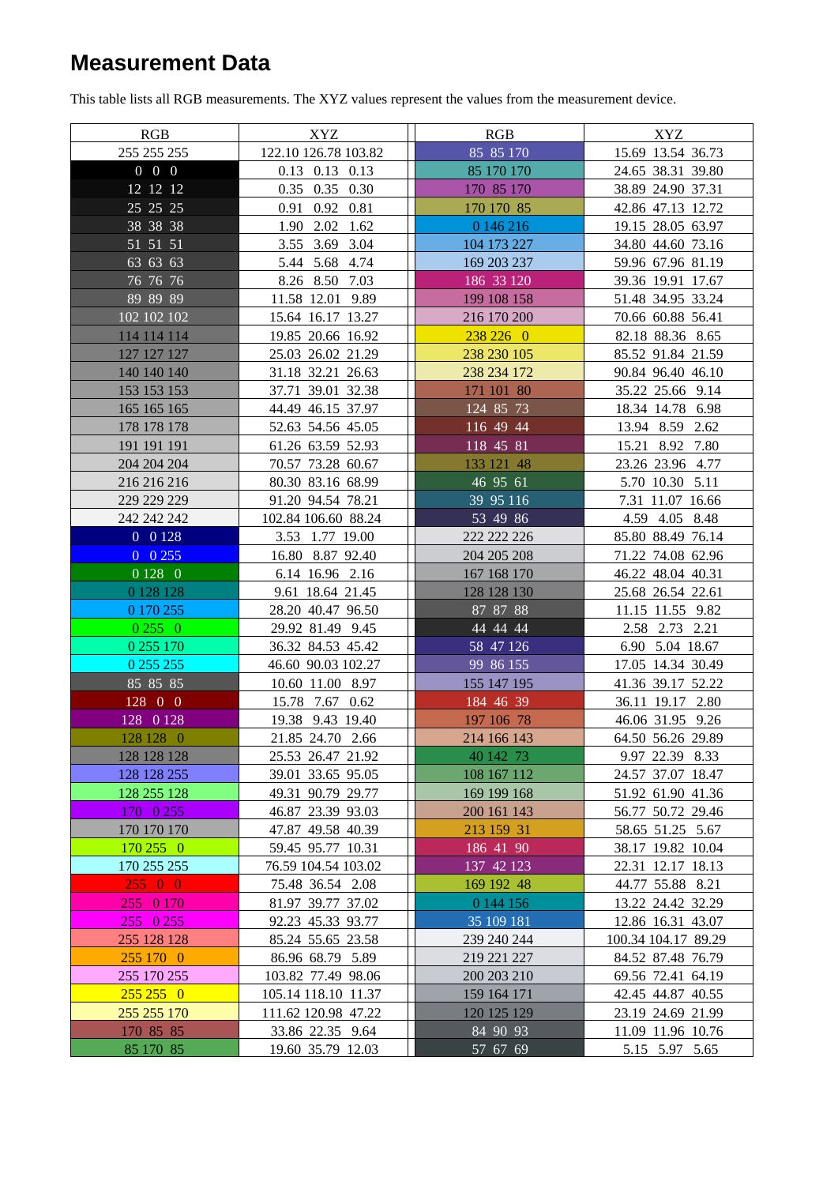# Measurement Data

This table lists all RGB measurements. The XYZ values represent the values from the measurement device.

| RGB | XYZ | RGB | XYZ |
|---|---|---|---|
| 255 255 255 | 122.10 126.78 103.82 | 85 85 170 | 15.69 13.54 36.73 |
| 0 0 0 | 0.13 0.13 0.13 | 85 170 170 | 24.65 38.31 39.80 |
| 12 12 12 | 0.35 0.35 0.30 | 170 85 170 | 38.89 24.90 37.31 |
| 25 25 25 | 0.91 0.92 0.81 | 170 170 85 | 42.86 47.13 12.72 |
| 38 38 38 | 1.90 2.02 1.62 | 0 146 216 | 19.15 28.05 63.97 |
| 51 51 51 | 3.55 3.69 3.04 | 104 173 227 | 34.80 44.60 73.16 |
| 63 63 63 | 5.44 5.68 4.74 | 169 203 237 | 59.96 67.96 81.19 |
| 76 76 76 | 8.26 8.50 7.03 | 186 33 120 | 39.36 19.91 17.67 |
| 89 89 89 | 11.58 12.01 9.89 | 199 108 158 | 51.48 34.95 33.24 |
| 102 102 102 | 15.64 16.17 13.27 | 216 170 200 | 70.66 60.88 56.41 |
| 114 114 114 | 19.85 20.66 16.92 | 238 226 0 | 82.18 88.36 8.65 |
| 127 127 127 | 25.03 26.02 21.29 | 238 230 105 | 85.52 91.84 21.59 |
| 140 140 140 | 31.18 32.21 26.63 | 238 234 172 | 90.84 96.40 46.10 |
| 153 153 153 | 37.71 39.01 32.38 | 171 101 80 | 35.22 25.66 9.14 |
| 165 165 165 | 44.49 46.15 37.97 | 124 85 73 | 18.34 14.78 6.98 |
| 178 178 178 | 52.63 54.56 45.05 | 116 49 44 | 13.94 8.59 2.62 |
| 191 191 191 | 61.26 63.59 52.93 | 118 45 81 | 15.21 8.92 7.80 |
| 204 204 204 | 70.57 73.28 60.67 | 133 121 48 | 23.26 23.96 4.77 |
| 216 216 216 | 80.30 83.16 68.99 | 46 95 61 | 5.70 10.30 5.11 |
| 229 229 229 | 91.20 94.54 78.21 | 39 95 116 | 7.31 11.07 16.66 |
| 242 242 242 | 102.84 106.60 88.24 | 53 49 86 | 4.59 4.05 8.48 |
| 0 0 128 | 3.53 1.77 19.00 | 222 222 226 | 85.80 88.49 76.14 |
| 0 0 255 | 16.80 8.87 92.40 | 204 205 208 | 71.22 74.08 62.96 |
| 0 128 0 | 6.14 16.96 2.16 | 167 168 170 | 46.22 48.04 40.31 |
| 0 128 128 | 9.61 18.64 21.45 | 128 128 130 | 25.68 26.54 22.61 |
| 0 170 255 | 28.20 40.47 96.50 | 87 87 88 | 11.15 11.55 9.82 |
| 0 255 0 | 29.92 81.49 9.45 | 44 44 44 | 2.58 2.73 2.21 |
| 0 255 170 | 36.32 84.53 45.42 | 58 47 126 | 6.90 5.04 18.67 |
| 0 255 255 | 46.60 90.03 102.27 | 99 86 155 | 17.05 14.34 30.49 |
| 85 85 85 | 10.60 11.00 8.97 | 155 147 195 | 41.36 39.17 52.22 |
| 128 0 0 | 15.78 7.67 0.62 | 184 46 39 | 36.11 19.17 2.80 |
| 128 0 128 | 19.38 9.43 19.40 | 197 106 78 | 46.06 31.95 9.26 |
| 128 128 0 | 21.85 24.70 2.66 | 214 166 143 | 64.50 56.26 29.89 |
| 128 128 128 | 25.53 26.47 21.92 | 40 142 73 | 9.97 22.39 8.33 |
| 128 128 255 | 39.01 33.65 95.05 | 108 167 112 | 24.57 37.07 18.47 |
| 128 255 128 | 49.31 90.79 29.77 | 169 199 168 | 51.92 61.90 41.36 |
| 170 0 255 | 46.87 23.39 93.03 | 200 161 143 | 56.77 50.72 29.46 |
| 170 170 170 | 47.87 49.58 40.39 | 213 159 31 | 58.65 51.25 5.67 |
| 170 255 0 | 59.45 95.77 10.31 | 186 41 90 | 38.17 19.82 10.04 |
| 170 255 255 | 76.59 104.54 103.02 | 137 42 123 | 22.31 12.17 18.13 |
| 255 0 0 | 75.48 36.54 2.08 | 169 192 48 | 44.77 55.88 8.21 |
| 255 0 170 | 81.97 39.77 37.02 | 0 144 156 | 13.22 24.42 32.29 |
| 255 0 255 | 92.23 45.33 93.77 | 35 109 181 | 12.86 16.31 43.07 |
| 255 128 128 | 85.24 55.65 23.58 | 239 240 244 | 100.34 104.17 89.29 |
| 255 170 0 | 86.96 68.79 5.89 | 219 221 227 | 84.52 87.48 76.79 |
| 255 170 255 | 103.82 77.49 98.06 | 200 203 210 | 69.56 72.41 64.19 |
| 255 255 0 | 105.14 118.10 11.37 | 159 164 171 | 42.45 44.87 40.55 |
| 255 255 170 | 111.62 120.98 47.22 | 120 125 129 | 23.19 24.69 21.99 |
| 170 85 85 | 33.86 22.35 9.64 | 84 90 93 | 11.09 11.96 10.76 |
| 85 170 85 | 19.60 35.79 12.03 | 57 67 69 | 5.15 5.97 5.65 |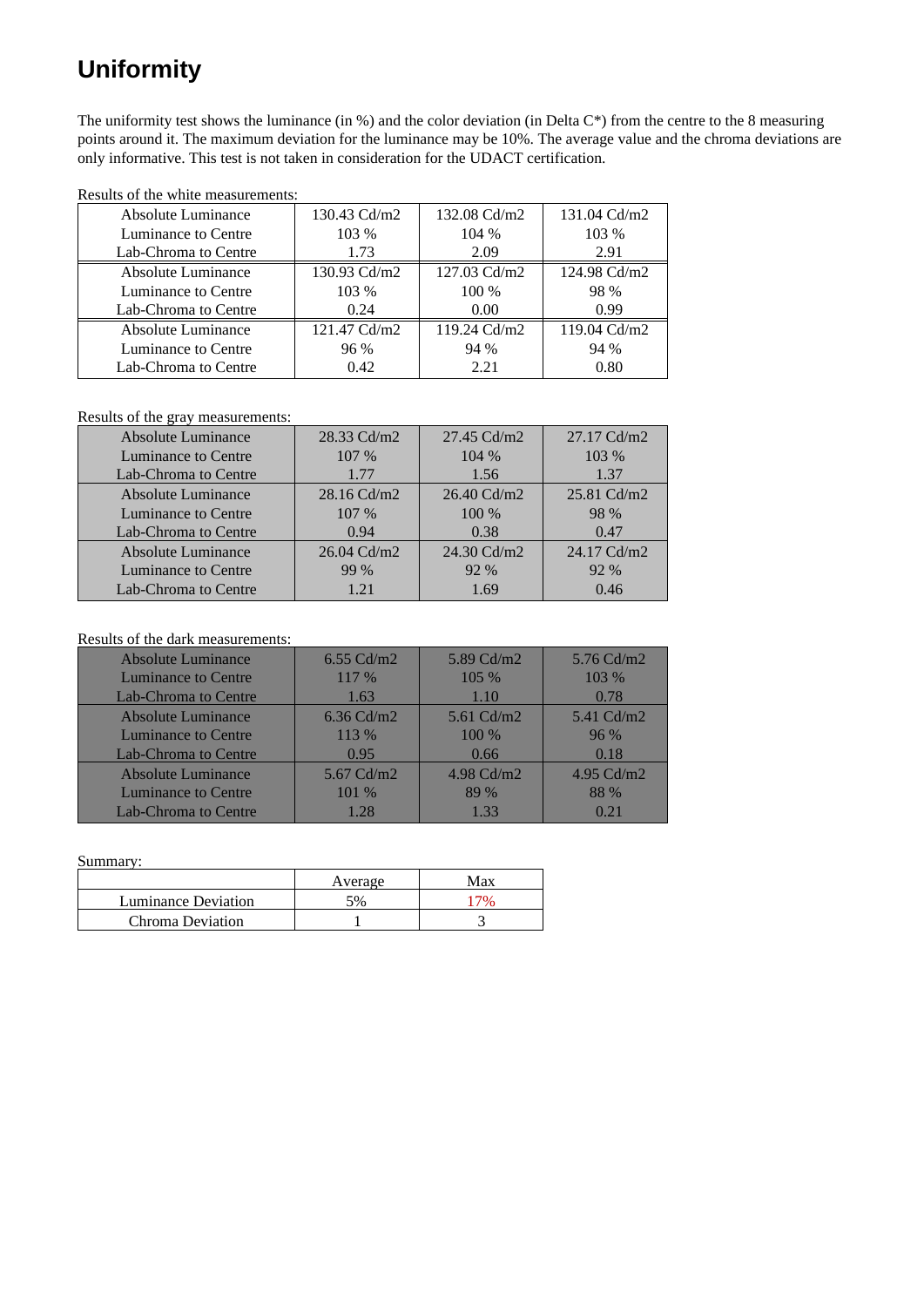# Uniformity

The uniformity test shows the luminance (in %) and the color deviation (in Delta C*) from the centre to the 8 measuring points around it. The maximum deviation for the luminance may be 10%. The average value and the chroma deviations are only informative. This test is not taken in consideration for the UDACT certification.

Results of the white measurements:

| | | | |
|---|---|---|---|
| Absolute Luminance | 130.43 Cd/m2 | 132.08 Cd/m2 | 131.04 Cd/m2 |
| Luminance to Centre | 103 % | 104 % | 103 % |
| Lab-Chroma to Centre | 1.73 | 2.09 | 2.91 |
| Absolute Luminance | 130.93 Cd/m2 | 127.03 Cd/m2 | 124.98 Cd/m2 |
| Luminance to Centre | 103 % | 100 % | 98 % |
| Lab-Chroma to Centre | 0.24 | 0.00 | 0.99 |
| Absolute Luminance | 121.47 Cd/m2 | 119.24 Cd/m2 | 119.04 Cd/m2 |
| Luminance to Centre | 96 % | 94 % | 94 % |
| Lab-Chroma to Centre | 0.42 | 2.21 | 0.80 |

Results of the gray measurements:

| | | | |
|---|---|---|---|
| Absolute Luminance | 28.33 Cd/m2 | 27.45 Cd/m2 | 27.17 Cd/m2 |
| Luminance to Centre | 107 % | 104 % | 103 % |
| Lab-Chroma to Centre | 1.77 | 1.56 | 1.37 |
| Absolute Luminance | 28.16 Cd/m2 | 26.40 Cd/m2 | 25.81 Cd/m2 |
| Luminance to Centre | 107 % | 100 % | 98 % |
| Lab-Chroma to Centre | 0.94 | 0.38 | 0.47 |
| Absolute Luminance | 26.04 Cd/m2 | 24.30 Cd/m2 | 24.17 Cd/m2 |
| Luminance to Centre | 99 % | 92 % | 92 % |
| Lab-Chroma to Centre | 1.21 | 1.69 | 0.46 |

Results of the dark measurements:

| | | | |
|---|---|---|---|
| Absolute Luminance | 6.55 Cd/m2 | 5.89 Cd/m2 | 5.76 Cd/m2 |
| Luminance to Centre | 117 % | 105 % | 103 % |
| Lab-Chroma to Centre | 1.63 | 1.10 | 0.78 |
| Absolute Luminance | 6.36 Cd/m2 | 5.61 Cd/m2 | 5.41 Cd/m2 |
| Luminance to Centre | 113 % | 100 % | 96 % |
| Lab-Chroma to Centre | 0.95 | 0.66 | 0.18 |
| Absolute Luminance | 5.67 Cd/m2 | 4.98 Cd/m2 | 4.95 Cd/m2 |
| Luminance to Centre | 101 % | 89 % | 88 % |
| Lab-Chroma to Centre | 1.28 | 1.33 | 0.21 |

Summary:

| | Average | Max |
|---|---|---|
| Luminance Deviation | 5% | 17% |
| Chroma Deviation | 1 | 3 |